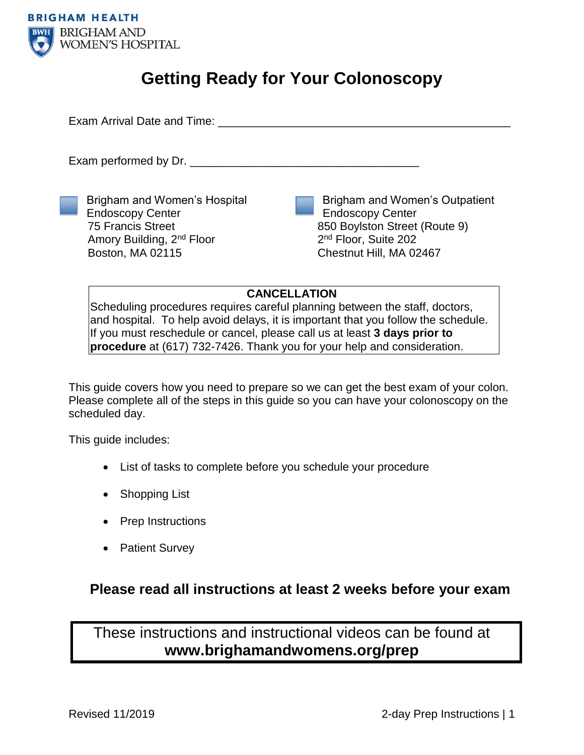BRIGHAM HEALTH
BRIGHAM AND WOMEN'S HOSPITAL

# Getting Ready for Your Colonoscopy

Exam Arrival Date and Time: ____________________________________________

Exam performed by Dr. __________________________________

☐ Brigham and Women's Hospital Endoscopy Center
75 Francis Street
Amory Building, 2nd Floor
Boston, MA 02115

☐ Brigham and Women's Outpatient Endoscopy Center
850 Boylston Street (Route 9)
2nd Floor, Suite 202
Chestnut Hill, MA 02467

**CANCELLATION**

Scheduling procedures requires careful planning between the staff, doctors, and hospital. To help avoid delays, it is important that you follow the schedule. If you must reschedule or cancel, please call us at least **3 days prior to procedure** at (617) 732-7426. Thank you for your help and consideration.

This guide covers how you need to prepare so we can get the best exam of your colon. Please complete all of the steps in this guide so you can have your colonoscopy on the scheduled day.

This guide includes:

- List of tasks to complete before you schedule your procedure
- Shopping List
- Prep Instructions
- Patient Survey

## Please read all instructions at least 2 weeks before your exam

These instructions and instructional videos can be found at **www.brighamandwomens.org/prep**

Revised 11/2019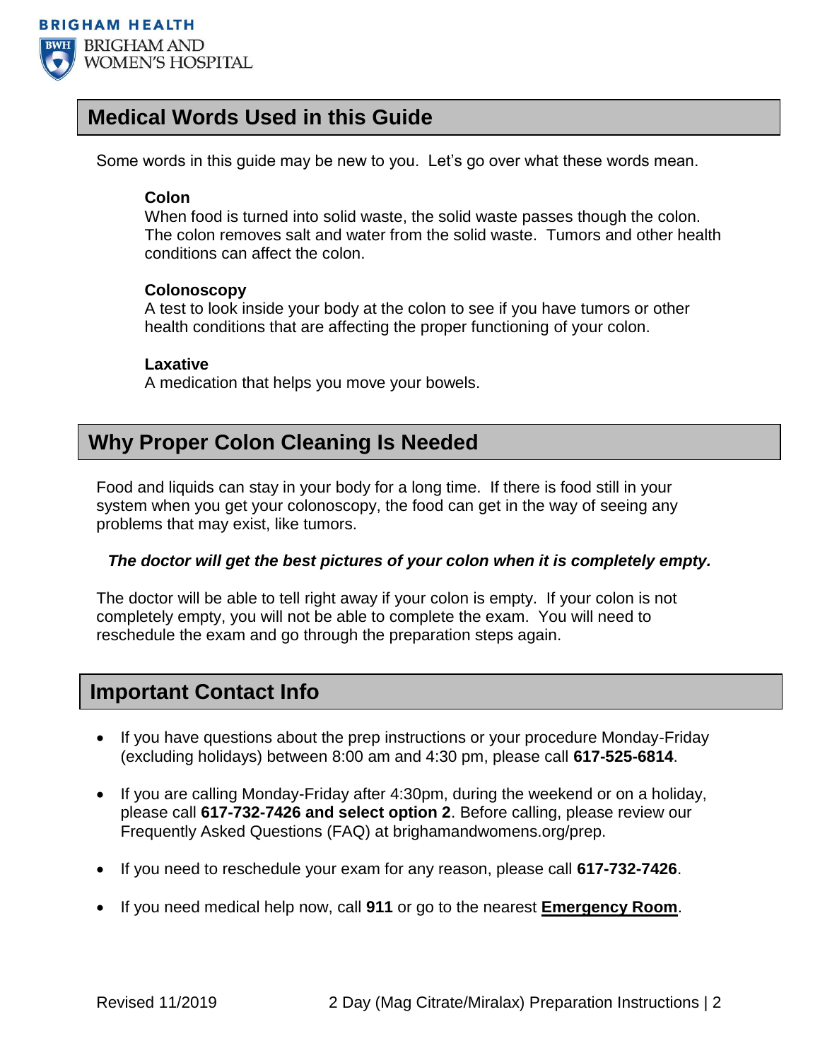## Medical Words Used in this Guide

Some words in this guide may be new to you. Let's go over what these words mean.

**Colon**
When food is turned into solid waste, the solid waste passes though the colon. The colon removes salt and water from the solid waste. Tumors and other health conditions can affect the colon.

**Colonoscopy**
A test to look inside your body at the colon to see if you have tumors or other health conditions that are affecting the proper functioning of your colon.

**Laxative**
A medication that helps you move your bowels.

## Why Proper Colon Cleaning Is Needed

Food and liquids can stay in your body for a long time. If there is food still in your system when you get your colonoscopy, the food can get in the way of seeing any problems that may exist, like tumors.

***The doctor will get the best pictures of your colon when it is completely empty.***

The doctor will be able to tell right away if your colon is empty. If your colon is not completely empty, you will not be able to complete the exam. You will need to reschedule the exam and go through the preparation steps again.

## Important Contact Info

- If you have questions about the prep instructions or your procedure Monday-Friday (excluding holidays) between 8:00 am and 4:30 pm, please call **617-525-6814**.
- If you are calling Monday-Friday after 4:30pm, during the weekend or on a holiday, please call **617-732-7426 and select option 2**. Before calling, please review our Frequently Asked Questions (FAQ) at brighamandwomens.org/prep.
- If you need to reschedule your exam for any reason, please call **617-732-7426**.
- If you need medical help now, call **911** or go to the nearest **Emergency Room**.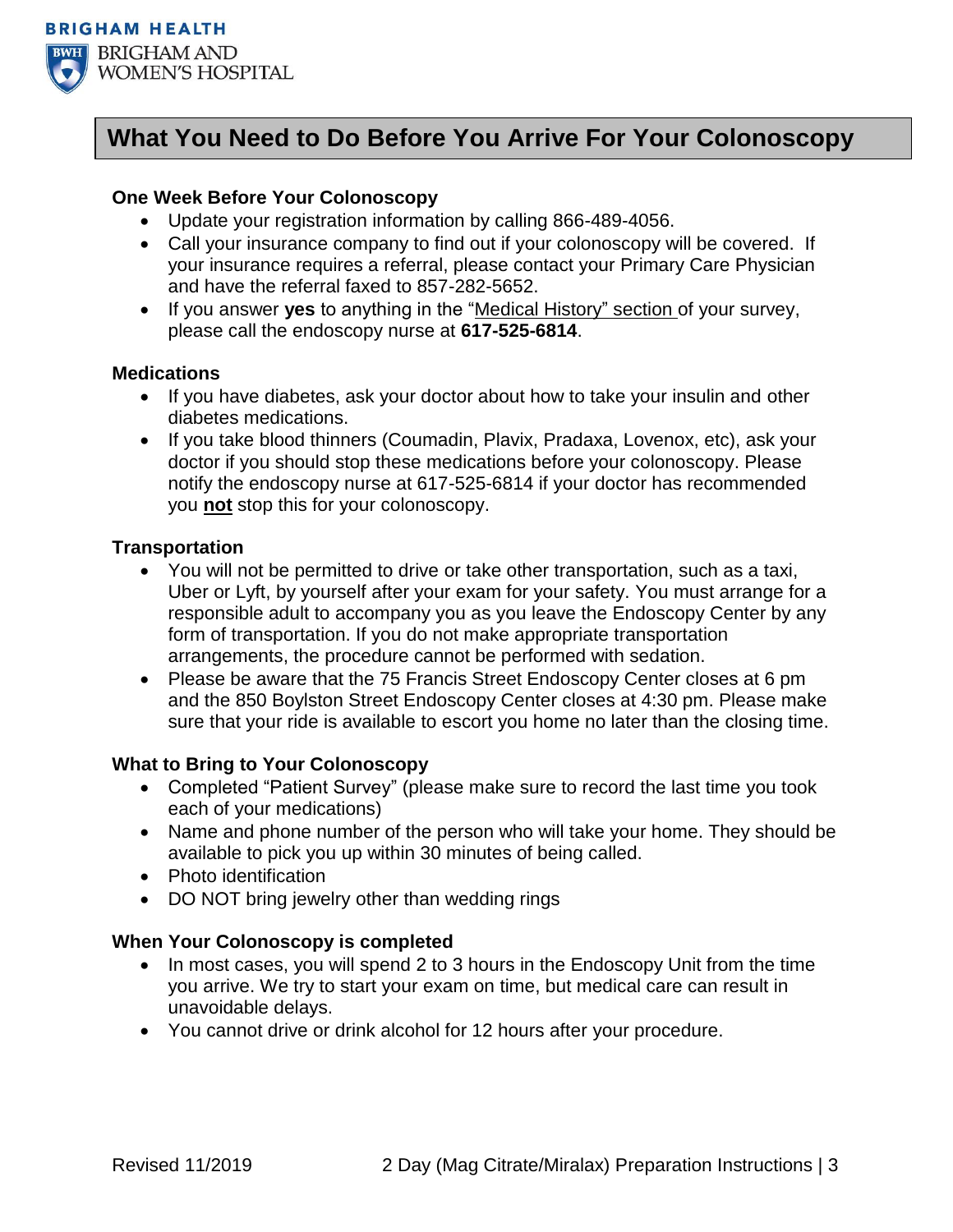BRIGHAM HEALTH

BRIGHAM AND WOMEN'S HOSPITAL

# What You Need to Do Before You Arrive For Your Colonoscopy

### One Week Before Your Colonoscopy

- Update your registration information by calling 866-489-4056.
- Call your insurance company to find out if your colonoscopy will be covered. If your insurance requires a referral, please contact your Primary Care Physician and have the referral faxed to 857-282-5652.
- If you answer **yes** to anything in the "Medical History" section of your survey, please call the endoscopy nurse at **617-525-6814**.

### Medications

- If you have diabetes, ask your doctor about how to take your insulin and other diabetes medications.
- If you take blood thinners (Coumadin, Plavix, Pradaxa, Lovenox, etc), ask your doctor if you should stop these medications before your colonoscopy. Please notify the endoscopy nurse at 617-525-6814 if your doctor has recommended you **not** stop this for your colonoscopy.

### Transportation

- You will not be permitted to drive or take other transportation, such as a taxi, Uber or Lyft, by yourself after your exam for your safety. You must arrange for a responsible adult to accompany you as you leave the Endoscopy Center by any form of transportation. If you do not make appropriate transportation arrangements, the procedure cannot be performed with sedation.
- Please be aware that the 75 Francis Street Endoscopy Center closes at 6 pm and the 850 Boylston Street Endoscopy Center closes at 4:30 pm. Please make sure that your ride is available to escort you home no later than the closing time.

### What to Bring to Your Colonoscopy

- Completed "Patient Survey" (please make sure to record the last time you took each of your medications)
- Name and phone number of the person who will take your home. They should be available to pick you up within 30 minutes of being called.
- Photo identification
- DO NOT bring jewelry other than wedding rings

### When Your Colonoscopy is completed

- In most cases, you will spend 2 to 3 hours in the Endoscopy Unit from the time you arrive. We try to start your exam on time, but medical care can result in unavoidable delays.
- You cannot drive or drink alcohol for 12 hours after your procedure.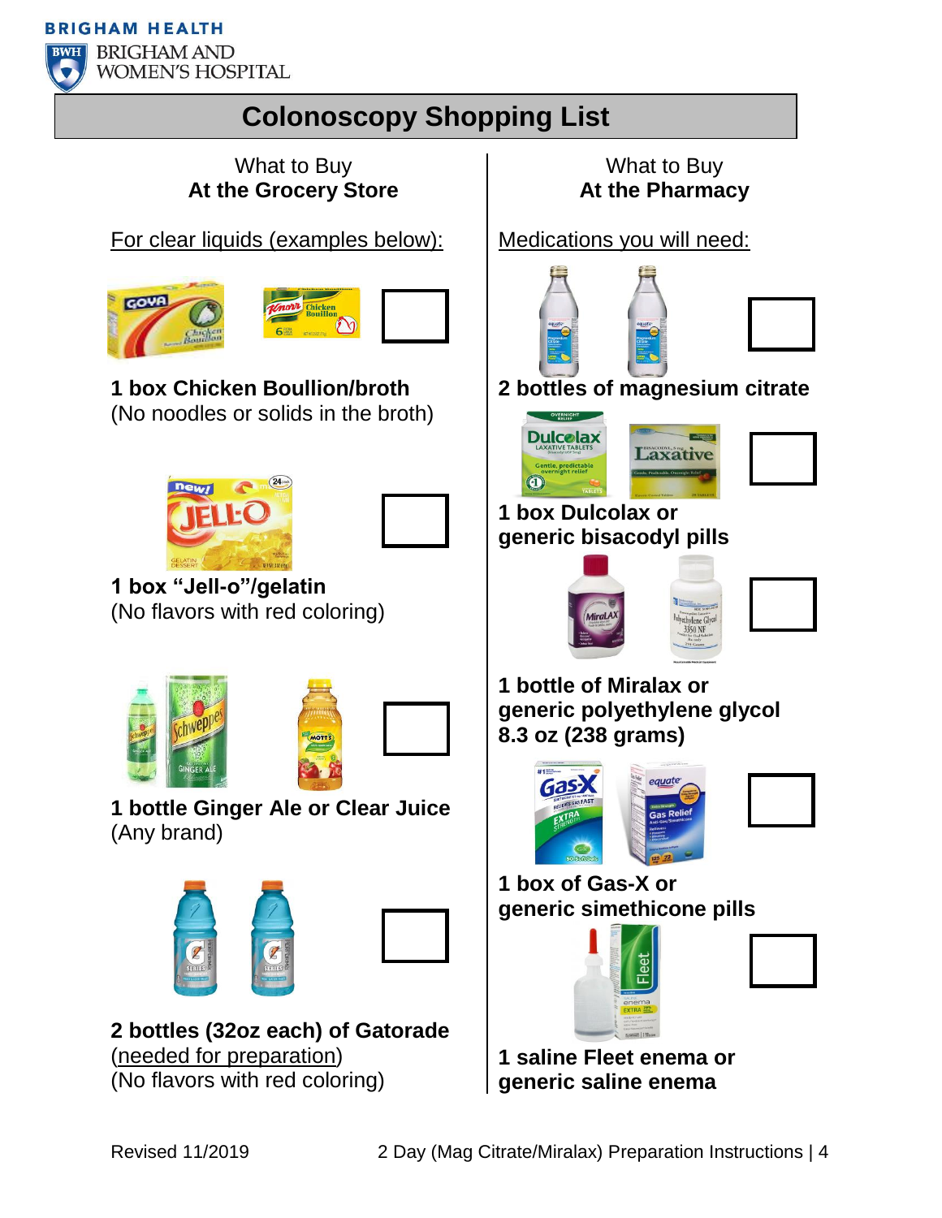BRIGHAM HEALTH
BRIGHAM AND WOMEN'S HOSPITAL

# Colonoscopy Shopping List

## What to Buy At the Grocery Store

For clear liquids (examples below):

- [ ] **1 box Chicken Boullion/broth**
(No noodles or solids in the broth)

- [ ] **1 box "Jell-o"/gelatin**
(No flavors with red coloring)

- [ ] **1 bottle Ginger Ale or Clear Juice**
(Any brand)

- [ ] **2 bottles (32oz each) of Gatorade**
(needed for preparation)
(No flavors with red coloring)

## What to Buy At the Pharmacy

Medications you will need:

- [ ] **2 bottles of magnesium citrate**

- [ ] **1 box Dulcolax or generic bisacodyl pills**

- [ ] **1 bottle of Miralax or generic polyethylene glycol 8.3 oz (238 grams)**

- [ ] **1 box of Gas-X or generic simethicone pills**

- [ ] **1 saline Fleet enema or generic saline enema**

Revised 11/2019

2 Day (Mag Citrate/Miralax) Preparation Instructions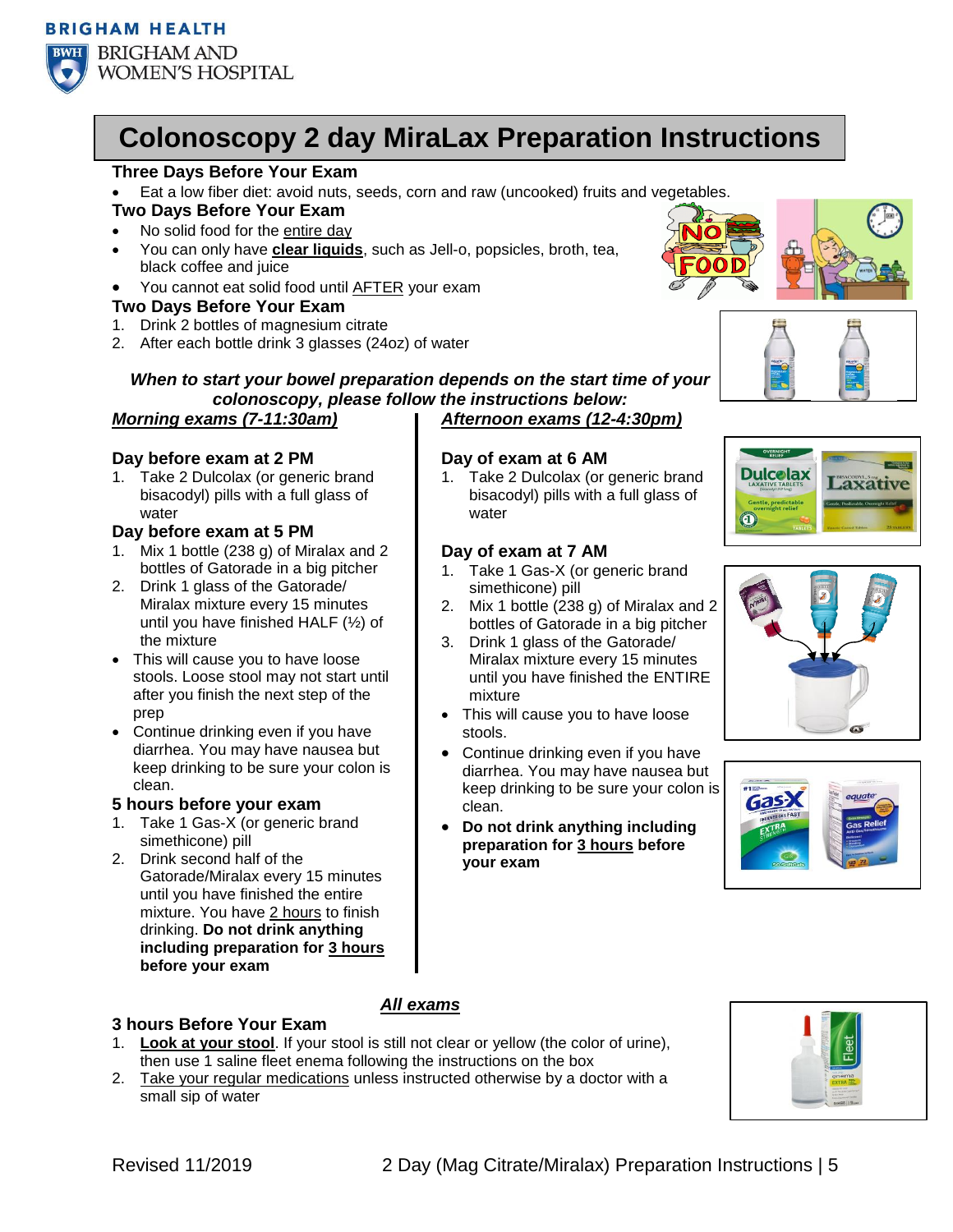# Colonoscopy 2 day MiraLax Preparation Instructions

## Three Days Before Your Exam

- Eat a low fiber diet: avoid nuts, seeds, corn and raw (uncooked) fruits and vegetables.

## Two Days Before Your Exam

- No solid food for the entire day
- You can only have **clear liquids**, such as Jell-o, popsicles, broth, tea, black coffee and juice
- You cannot eat solid food until AFTER your exam

## Two Days Before Your Exam

1. Drink 2 bottles of magnesium citrate
2. After each bottle drink 3 glasses (24oz) of water

***When to start your bowel preparation depends on the start time of your colonoscopy, please follow the instructions below:***

## ***Morning exams (7-11:30am)***

### Day before exam at 2 PM

1. Take 2 Dulcolax (or generic brand bisacodyl) pills with a full glass of water

### Day before exam at 5 PM

1. Mix 1 bottle (238 g) of Miralax and 2 bottles of Gatorade in a big pitcher
2. Drink 1 glass of the Gatorade/ Miralax mixture every 15 minutes until you have finished HALF (½) of the mixture

- This will cause you to have loose stools. Loose stool may not start until after you finish the next step of the prep
- Continue drinking even if you have diarrhea. You may have nausea but keep drinking to be sure your colon is clean.

### 5 hours before your exam

1. Take 1 Gas-X (or generic brand simethicone) pill
2. Drink second half of the Gatorade/Miralax every 15 minutes until you have finished the entire mixture. You have 2 hours to finish drinking. **Do not drink anything including preparation for 3 hours before your exam**

## ***Afternoon exams (12-4:30pm)***

### Day of exam at 6 AM

1. Take 2 Dulcolax (or generic brand bisacodyl) pills with a full glass of water

### Day of exam at 7 AM

1. Take 1 Gas-X (or generic brand simethicone) pill
2. Mix 1 bottle (238 g) of Miralax and 2 bottles of Gatorade in a big pitcher
3. Drink 1 glass of the Gatorade/ Miralax mixture every 15 minutes until you have finished the ENTIRE mixture

- This will cause you to have loose stools.
- Continue drinking even if you have diarrhea. You may have nausea but keep drinking to be sure your colon is clean.
- **Do not drink anything including preparation for 3 hours before your exam**

## ***All exams***

### 3 hours Before Your Exam

1. **Look at your stool**. If your stool is still not clear or yellow (the color of urine), then use 1 saline fleet enema following the instructions on the box
2. Take your regular medications unless instructed otherwise by a doctor with a small sip of water

Revised 11/2019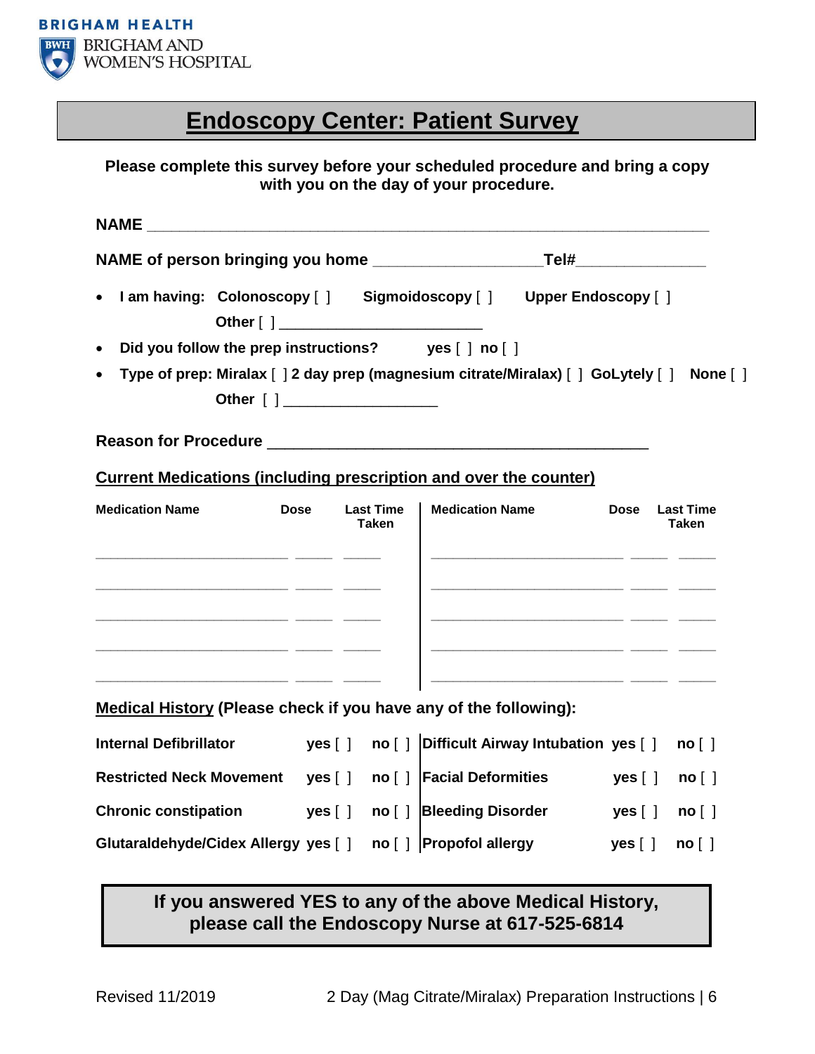BRIGHAM HEALTH
BRIGHAM AND WOMEN'S HOSPITAL

# Endoscopy Center: Patient Survey

**Please complete this survey before your scheduled procedure and bring a copy with you on the day of your procedure.**

**NAME** ________________________________________________________________

**NAME of person bringing you home** ____________________**Tel#**_______________

- **I am having: Colonoscopy [ ] Sigmoidoscopy [ ] Upper Endoscopy [ ]**
  **Other [ ]** _________________________
- **Did you follow the prep instructions? yes [ ] no [ ]**
- **Type of prep: Miralax [ ] 2 day prep (magnesium citrate/Miralax) [ ] GoLytely [ ] None [ ]**
  **Other [ ]** ___________________

**Reason for Procedure** _____________________________________________

**Current Medications (including prescription and over the counter)**

| Medication Name | Dose | Last Time Taken | Medication Name | Dose | Last Time Taken |
|---|---|---|---|---|---|
| | | | | | |
| | | | | | |
| | | | | | |
| | | | | | |
| | | | | | |

**Medical History (Please check if you have any of the following):**

| | | | | | |
|---|---|---|---|---|---|
| **Internal Defibrillator** | **yes [ ]** | **no [ ]** | **Difficult Airway Intubation** | **yes [ ]** | **no [ ]** |
| **Restricted Neck Movement** | **yes [ ]** | **no [ ]** | **Facial Deformities** | **yes [ ]** | **no [ ]** |
| **Chronic constipation** | **yes [ ]** | **no [ ]** | **Bleeding Disorder** | **yes [ ]** | **no [ ]** |
| **Glutaraldehyde/Cidex Allergy** | **yes [ ]** | **no [ ]** | **Propofol allergy** | **yes [ ]** | **no [ ]** |

**If you answered YES to any of the above Medical History, please call the Endoscopy Nurse at 617-525-6814**

Revised 11/2019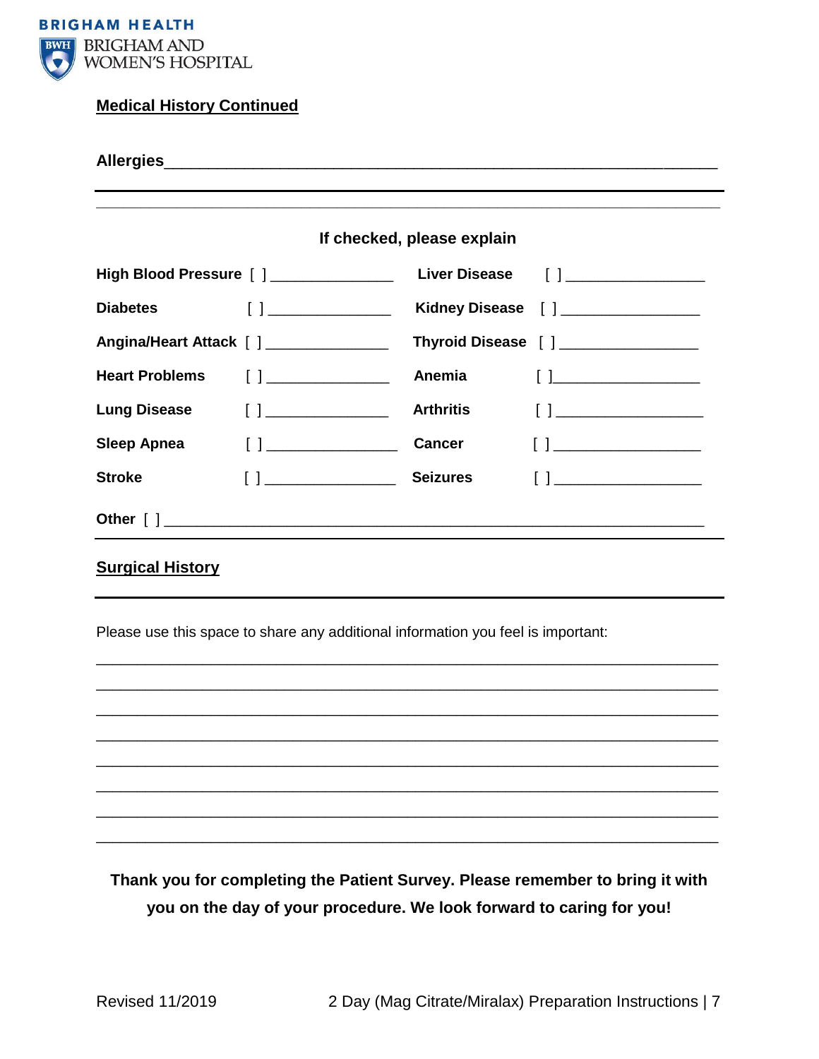BRIGHAM HEALTH
BRIGHAM AND WOMEN'S HOSPITAL

## Medical History Continued

**Allergies**______________________________________________________________

______________________________________________________________________

**If checked, please explain**

| | | | |
|---|---|---|---|
| **High Blood Pressure** | [ ] _______________ | **Liver Disease** | [ ] _________________ |
| **Diabetes** | [ ] _______________ | **Kidney Disease** | [ ] _________________ |
| **Angina/Heart Attack** | [ ] _______________ | **Thyroid Disease** | [ ] _________________ |
| **Heart Problems** | [ ] _______________ | **Anemia** | [ ]__________________ |
| **Lung Disease** | [ ] _______________ | **Arthritis** | [ ] __________________ |
| **Sleep Apnea** | [ ] ________________ | **Cancer** | [ ] __________________ |
| **Stroke** | [ ] ________________ | **Seizures** | [ ] __________________ |

**Other** [ ] ____________________________________________________________________

## Surgical History

Please use this space to share any additional information you feel is important:

______________________________________________________________________

______________________________________________________________________

______________________________________________________________________

______________________________________________________________________

______________________________________________________________________

______________________________________________________________________

______________________________________________________________________

______________________________________________________________________

**Thank you for completing the Patient Survey. Please remember to bring it with you on the day of your procedure. We look forward to caring for you!**

Revised 11/2019